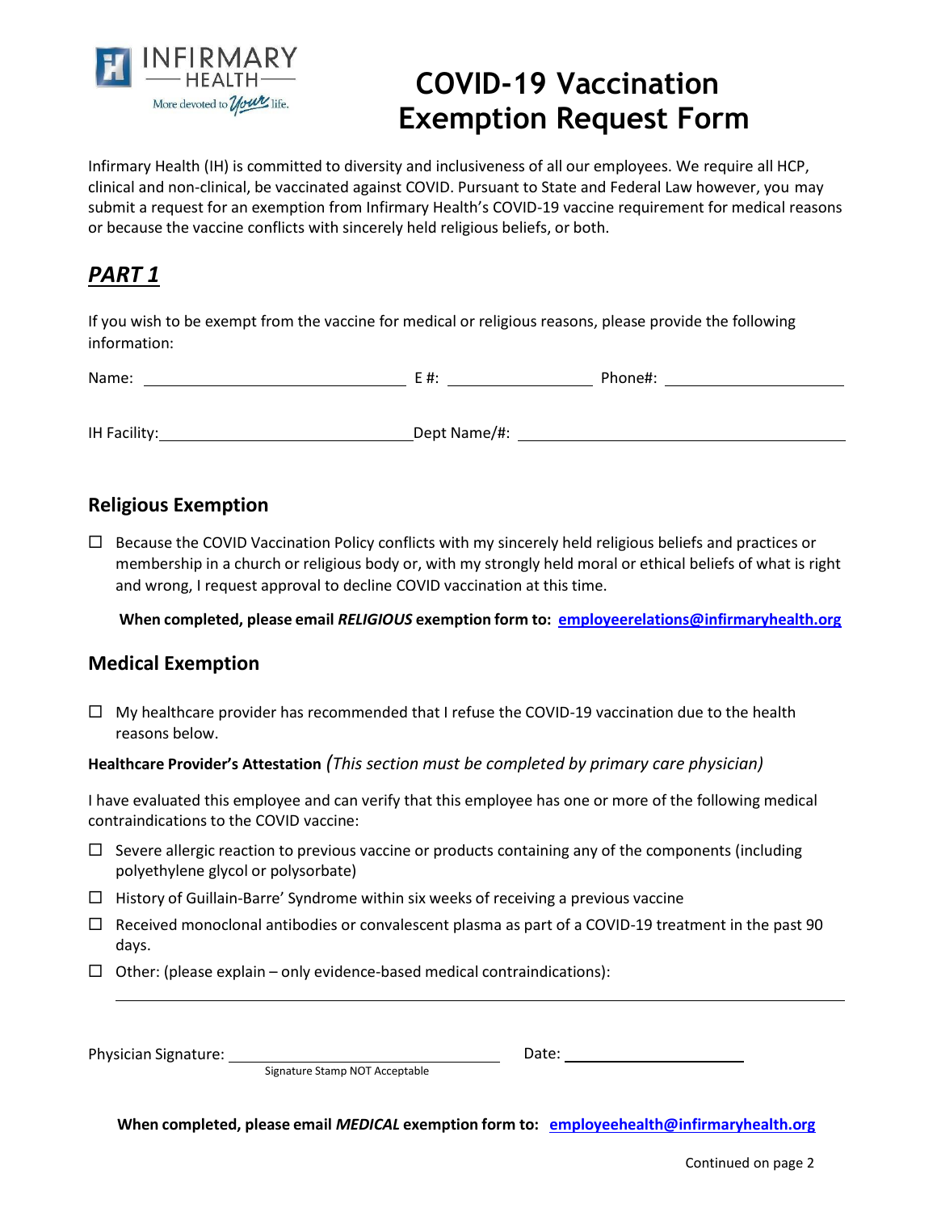# COVID-19 Vaccination Exemption Request Form

Infirmary Health (IH) is committed to diversity and inclusiveness of all our employees. We require all HCP, clinical and non-clinical, be vaccinated against COVID. Pursuant to State and Federal Law however, you may submit a request for an exemption from Infirmary Health's COVID-19 vaccine requirement for medical reasons or because the vaccine conflicts with sincerely held religious beliefs, or both.

## ***PART 1***

If you wish to be exempt from the vaccine for medical or religious reasons, please provide the following information:

Name: ______________________________ E #: ________________ Phone#: ____________________

IH Facility: ____________________________ Dept Name/#: ______________________________________

### Religious Exemption

☐ Because the COVID Vaccination Policy conflicts with my sincerely held religious beliefs and practices or membership in a church or religious body or, with my strongly held moral or ethical beliefs of what is right and wrong, I request approval to decline COVID vaccination at this time.

**When completed, please email *RELIGIOUS* exemption form to: employeerelations@infirmaryhealth.org**

### Medical Exemption

☐ My healthcare provider has recommended that I refuse the COVID-19 vaccination due to the health reasons below.

**Healthcare Provider's Attestation** *(This section must be completed by primary care physician)*

I have evaluated this employee and can verify that this employee has one or more of the following medical contraindications to the COVID vaccine:

☐ Severe allergic reaction to previous vaccine or products containing any of the components (including polyethylene glycol or polysorbate)

☐ History of Guillain-Barre' Syndrome within six weeks of receiving a previous vaccine

☐ Received monoclonal antibodies or convalescent plasma as part of a COVID-19 treatment in the past 90 days.

☐ Other: (please explain – only evidence-based medical contraindications):

______________________________________________________________________________

Physician Signature: ______________________________ Date: ____________________

Signature Stamp NOT Acceptable

**When completed, please email *MEDICAL* exemption form to: employeehealth@infirmaryhealth.org**

Continued on page 2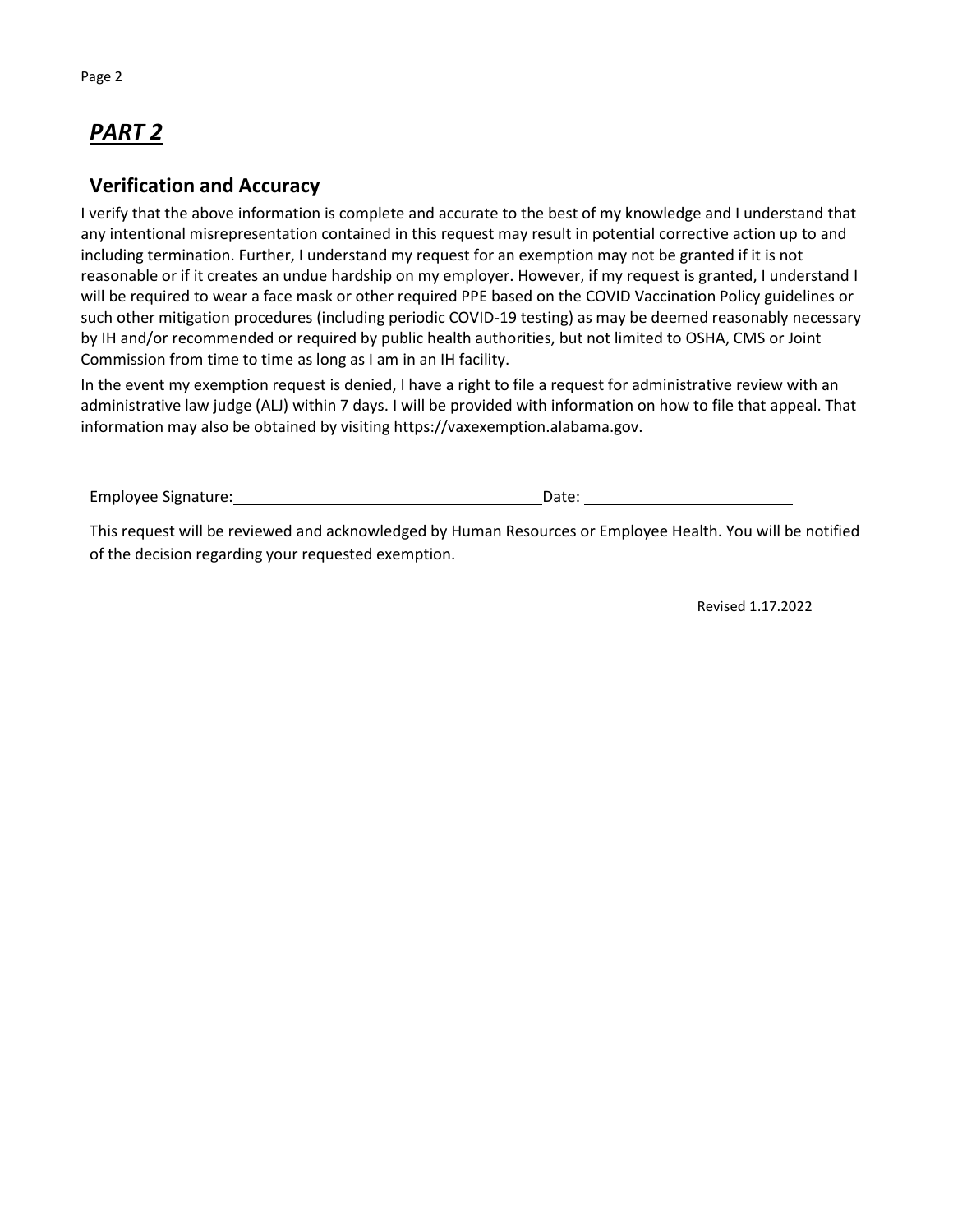## ***PART 2***

### Verification and Accuracy

I verify that the above information is complete and accurate to the best of my knowledge and I understand that any intentional misrepresentation contained in this request may result in potential corrective action up to and including termination. Further, I understand my request for an exemption may not be granted if it is not reasonable or if it creates an undue hardship on my employer. However, if my request is granted, I understand I will be required to wear a face mask or other required PPE based on the COVID Vaccination Policy guidelines or such other mitigation procedures (including periodic COVID-19 testing) as may be deemed reasonably necessary by IH and/or recommended or required by public health authorities, but not limited to OSHA, CMS or Joint Commission from time to time as long as I am in an IH facility.

In the event my exemption request is denied, I have a right to file a request for administrative review with an administrative law judge (ALJ) within 7 days. I will be provided with information on how to file that appeal. That information may also be obtained by visiting https://vaxexemption.alabama.gov.

Employee Signature:\_\_\_\_\_\_\_\_\_\_\_\_\_\_\_\_\_\_\_\_\_\_\_\_\_\_\_\_\_\_\_\_\_\_\_\_ Date: \_\_\_\_\_\_\_\_\_\_\_\_\_\_\_\_\_\_\_\_\_\_\_\_\_

This request will be reviewed and acknowledged by Human Resources or Employee Health. You will be notified of the decision regarding your requested exemption.

Revised 1.17.2022